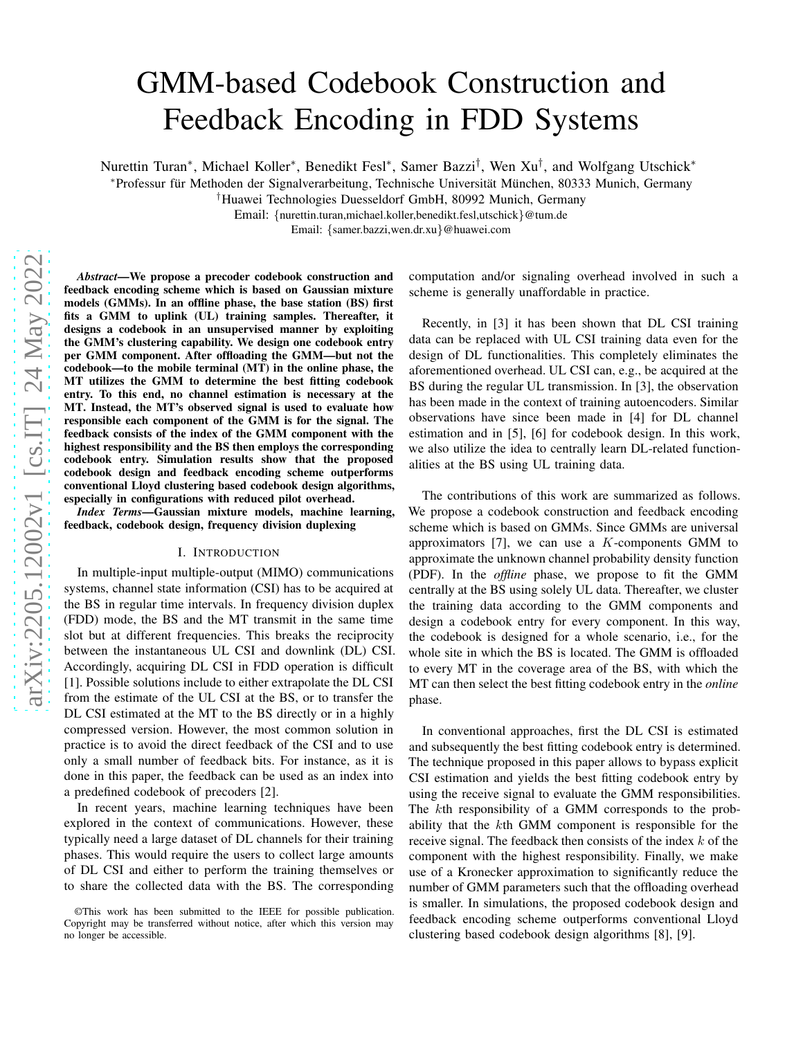# GMM-based Codebook Construction and Feedback Encoding in FDD Systems

Nurettin Turan*, Michael Koller*, Benedikt Fesl*, Samer Bazzi†, Wen Xu†, and Wolfgang Utschick*

*Professur für Methoden der Signalverarbeitung, Technische Universität München, 80333 Munich, Germany

†Huawei Technologies Duesseldorf GmbH, 80992 Munich, Germany

Email: {nurettin.turan,michael.koller,benedikt.fesl,utschick}@tum.de

Email: {samer.bazzi,wen.dr.xu}@huawei.com

***Abstract*—We propose a precoder codebook construction and feedback encoding scheme which is based on Gaussian mixture models (GMMs). In an offline phase, the base station (BS) first fits a GMM to uplink (UL) training samples. Thereafter, it designs a codebook in an unsupervised manner by exploiting the GMM's clustering capability. We design one codebook entry per GMM component. After offloading the GMM—but not the codebook—to the mobile terminal (MT) in the online phase, the MT utilizes the GMM to determine the best fitting codebook entry. To this end, no channel estimation is necessary at the MT. Instead, the MT's observed signal is used to evaluate how responsible each component of the GMM is for the signal. The feedback consists of the index of the GMM component with the highest responsibility and the BS then employs the corresponding codebook entry. Simulation results show that the proposed codebook design and feedback encoding scheme outperforms conventional Lloyd clustering based codebook design algorithms, especially in configurations with reduced pilot overhead.**

***Index Terms*—Gaussian mixture models, machine learning, feedback, codebook design, frequency division duplexing**

## I. Introduction

In multiple-input multiple-output (MIMO) communications systems, channel state information (CSI) has to be acquired at the BS in regular time intervals. In frequency division duplex (FDD) mode, the BS and the MT transmit in the same time slot but at different frequencies. This breaks the reciprocity between the instantaneous UL CSI and downlink (DL) CSI. Accordingly, acquiring DL CSI in FDD operation is difficult [1]. Possible solutions include to either extrapolate the DL CSI from the estimate of the UL CSI at the BS, or to transfer the DL CSI estimated at the MT to the BS directly or in a highly compressed version. However, the most common solution in practice is to avoid the direct feedback of the CSI and to use only a small number of feedback bits. For instance, as it is done in this paper, the feedback can be used as an index into a predefined codebook of precoders [2].

In recent years, machine learning techniques have been explored in the context of communications. However, these typically need a large dataset of DL channels for their training phases. This would require the users to collect large amounts of DL CSI and either to perform the training themselves or to share the collected data with the BS. The corresponding computation and/or signaling overhead involved in such a scheme is generally unaffordable in practice.

Recently, in [3] it has been shown that DL CSI training data can be replaced with UL CSI training data even for the design of DL functionalities. This completely eliminates the aforementioned overhead. UL CSI can, e.g., be acquired at the BS during the regular UL transmission. In [3], the observation has been made in the context of training autoencoders. Similar observations have since been made in [4] for DL channel estimation and in [5], [6] for codebook design. In this work, we also utilize the idea to centrally learn DL-related functionalities at the BS using UL training data.

The contributions of this work are summarized as follows. We propose a codebook construction and feedback encoding scheme which is based on GMMs. Since GMMs are universal approximators [7], we can use a $K$-components GMM to approximate the unknown channel probability density function (PDF). In the *offline* phase, we propose to fit the GMM centrally at the BS using solely UL data. Thereafter, we cluster the training data according to the GMM components and design a codebook entry for every component. In this way, the codebook is designed for a whole scenario, i.e., for the whole site in which the BS is located. The GMM is offloaded to every MT in the coverage area of the BS, with which the MT can then select the best fitting codebook entry in the *online* phase.

In conventional approaches, first the DL CSI is estimated and subsequently the best fitting codebook entry is determined. The technique proposed in this paper allows to bypass explicit CSI estimation and yields the best fitting codebook entry by using the receive signal to evaluate the GMM responsibilities. The $k$th responsibility of a GMM corresponds to the probability that the $k$th GMM component is responsible for the receive signal. The feedback then consists of the index $k$ of the component with the highest responsibility. Finally, we make use of a Kronecker approximation to significantly reduce the number of GMM parameters such that the offloading overhead is smaller. In simulations, the proposed codebook design and feedback encoding scheme outperforms conventional Lloyd clustering based codebook design algorithms [8], [9].

©This work has been submitted to the IEEE for possible publication. Copyright may be transferred without notice, after which this version may no longer be accessible.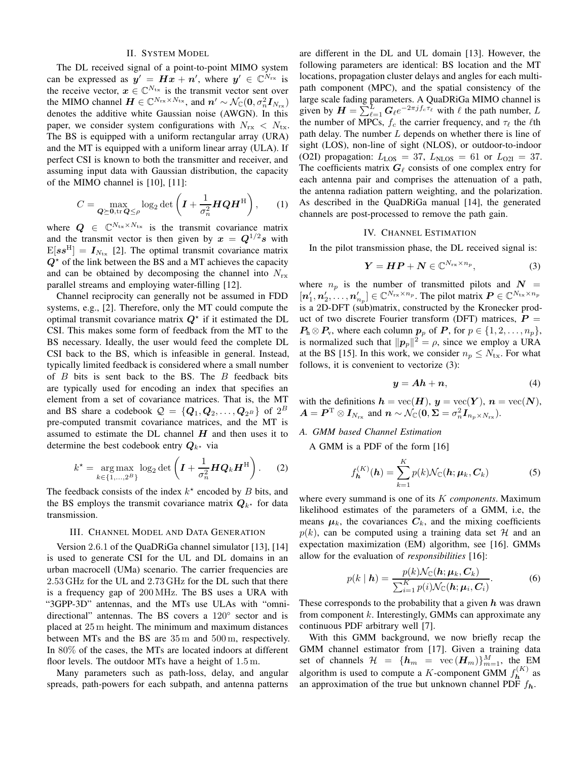## II. System Model

The DL received signal of a point-to-point MIMO system can be expressed as $\boldsymbol{y}' = \boldsymbol{H}\boldsymbol{x} + \boldsymbol{n}'$, where $\boldsymbol{y}' \in \mathbb{C}^{N_{\text{rx}}}$ is the receive vector, $\boldsymbol{x} \in \mathbb{C}^{N_{\text{tx}}}$ is the transmit vector sent over the MIMO channel $\boldsymbol{H} \in \mathbb{C}^{N_{\text{rx}} \times N_{\text{tx}}}$, and $\boldsymbol{n}' \sim \mathcal{N}_{\mathbb{C}}(\boldsymbol{0}, \sigma_n^2 \boldsymbol{I}_{N_{\text{rx}}})$ denotes the additive white Gaussian noise (AWGN). In this paper, we consider system configurations with $N_{\text{rx}} < N_{\text{tx}}$. The BS is equipped with a uniform rectangular array (URA) and the MT is equipped with a uniform linear array (ULA). If perfect CSI is known to both the transmitter and receiver, and assuming input data with Gaussian distribution, the capacity of the MIMO channel is [10], [11]:

$$C = \max_{\boldsymbol{Q} \succeq \boldsymbol{0}, \operatorname{tr} \boldsymbol{Q} \leq \rho} \log_2 \det \left( \boldsymbol{I} + \frac{1}{\sigma_n^2} \boldsymbol{H}\boldsymbol{Q}\boldsymbol{H}^{\text{H}} \right), \qquad (1)$$

where $\boldsymbol{Q} \in \mathbb{C}^{N_{\text{tx}} \times N_{\text{tx}}}$ is the transmit covariance matrix and the transmit vector is then given by $\boldsymbol{x} = \boldsymbol{Q}^{1/2}\boldsymbol{s}$ with $\text{E}[\boldsymbol{s}\boldsymbol{s}^{\text{H}}] = \boldsymbol{I}_{N_{\text{tx}}}$ [2]. The optimal transmit covariance matrix $\boldsymbol{Q}^\star$ of the link between the BS and a MT achieves the capacity and can be obtained by decomposing the channel into $N_{\text{rx}}$ parallel streams and employing water-filling [12].

Channel reciprocity can generally not be assumed in FDD systems, e.g., [2]. Therefore, only the MT could compute the optimal transmit covariance matrix $\boldsymbol{Q}^\star$ if it estimated the DL CSI. This makes some form of feedback from the MT to the BS necessary. Ideally, the user would feed the complete DL CSI back to the BS, which is infeasible in general. Instead, typically limited feedback is considered where a small number of $B$ bits is sent back to the BS. The $B$ feedback bits are typically used for encoding an index that specifies an element from a set of covariance matrices. That is, the MT and BS share a codebook $\mathcal{Q} = \{\boldsymbol{Q}_1, \boldsymbol{Q}_2, \dots, \boldsymbol{Q}_{2^B}\}$ of $2^B$ pre-computed transmit covariance matrices, and the MT is assumed to estimate the DL channel $\boldsymbol{H}$ and then uses it to determine the best codebook entry $\boldsymbol{Q}_{k^\star}$ via

$$k^\star = \operatorname*{arg\,max}_{k \in \{1, \dots, 2^B\}} \log_2 \det \left( \boldsymbol{I} + \frac{1}{\sigma_n^2} \boldsymbol{H}\boldsymbol{Q}_k\boldsymbol{H}^{\text{H}} \right). \qquad (2)$$

The feedback consists of the index $k^\star$ encoded by $B$ bits, and the BS employs the transmit covariance matrix $\boldsymbol{Q}_{k^\star}$ for data transmission.

## III. Channel Model and Data Generation

Version 2.6.1 of the QuaDRiGa channel simulator [13], [14] is used to generate CSI for the UL and DL domains in an urban macrocell (UMa) scenario. The carrier frequencies are 2.53 GHz for the UL and 2.73 GHz for the DL such that there is a frequency gap of 200 MHz. The BS uses a URA with "3GPP-3D" antennas, and the MTs use ULAs with "omni-directional" antennas. The BS covers a $120^\circ$ sector and is placed at 25 m height. The minimum and maximum distances between MTs and the BS are 35 m and 500 m, respectively. In 80% of the cases, the MTs are located indoors at different floor levels. The outdoor MTs have a height of 1.5 m.

Many parameters such as path-loss, delay, and angular spreads, path-powers for each subpath, and antenna patterns are different in the DL and UL domain [13]. However, the following parameters are identical: BS location and the MT locations, propagation cluster delays and angles for each multi-path component (MPC), and the spatial consistency of the large scale fading parameters. A QuaDRiGa MIMO channel is given by $\boldsymbol{H} = \sum_{\ell=1}^{L} \boldsymbol{G}_\ell e^{-2\pi j f_c \tau_\ell}$ with $\ell$ the path number, $L$ the number of MPCs, $f_c$ the carrier frequency, and $\tau_\ell$ the $\ell$th path delay. The number $L$ depends on whether there is line of sight (LOS), non-line of sight (NLOS), or outdoor-to-indoor (O2I) propagation: $L_{\text{LOS}} = 37$, $L_{\text{NLOS}} = 61$ or $L_{\text{O2I}} = 37$. The coefficients matrix $\boldsymbol{G}_\ell$ consists of one complex entry for each antenna pair and comprises the attenuation of a path, the antenna radiation pattern weighting, and the polarization. As described in the QuaDRiGa manual [14], the generated channels are post-processed to remove the path gain.

## IV. Channel Estimation

In the pilot transmission phase, the DL received signal is:

$$\boldsymbol{Y} = \boldsymbol{H}\boldsymbol{P} + \boldsymbol{N} \in \mathbb{C}^{N_{\text{rx}} \times n_p}, \qquad (3)$$

where $n_p$ is the number of transmitted pilots and $\boldsymbol{N} = [\boldsymbol{n}_1', \boldsymbol{n}_2', \dots, \boldsymbol{n}_{n_p}'] \in \mathbb{C}^{N_{\text{rx}} \times n_p}$. The pilot matrix $\boldsymbol{P} \in \mathbb{C}^{N_{\text{tx}} \times n_p}$ is a 2D-DFT (sub)matrix, constructed by the Kronecker product of two discrete Fourier transform (DFT) matrices, $\boldsymbol{P} = \boldsymbol{P}_{\text{h}} \otimes \boldsymbol{P}_{\text{v}}$, where each column $\boldsymbol{p}_p$ of $\boldsymbol{P}$, for $p \in \{1, 2, \dots, n_p\}$, is normalized such that $\|\boldsymbol{p}_p\|^2 = \rho$, since we employ a URA at the BS [15]. In this work, we consider $n_p \leq N_{\text{tx}}$. For what follows, it is convenient to vectorize (3):

$$\boldsymbol{y} = \boldsymbol{A}\boldsymbol{h} + \boldsymbol{n}, \qquad (4)$$

with the definitions $\boldsymbol{h} = \operatorname{vec}(\boldsymbol{H})$, $\boldsymbol{y} = \operatorname{vec}(\boldsymbol{Y})$, $\boldsymbol{n} = \operatorname{vec}(\boldsymbol{N})$, $\boldsymbol{A} = \boldsymbol{P}^{\text{T}} \otimes \boldsymbol{I}_{N_{\text{rx}}}$ and $\boldsymbol{n} \sim \mathcal{N}_{\mathbb{C}}(\boldsymbol{0}, \boldsymbol{\Sigma} = \sigma_n^2 \boldsymbol{I}_{n_p \times N_{\text{rx}}})$.

### A. GMM based Channel Estimation

A GMM is a PDF of the form [16]

$$f_{\boldsymbol{h}}^{(K)}(\boldsymbol{h}) = \sum_{k=1}^{K} p(k) \mathcal{N}_{\mathbb{C}}(\boldsymbol{h}; \boldsymbol{\mu}_k, \boldsymbol{C}_k) \qquad (5)$$

where every summand is one of its $K$ *components*. Maximum likelihood estimates of the parameters of a GMM, i.e, the means $\boldsymbol{\mu}_k$, the covariances $\boldsymbol{C}_k$, and the mixing coefficients $p(k)$, can be computed using a training data set $\mathcal{H}$ and an expectation maximization (EM) algorithm, see [16]. GMMs allow for the evaluation of *responsibilities* [16]:

$$p(k \mid \boldsymbol{h}) = \frac{p(k)\mathcal{N}_{\mathbb{C}}(\boldsymbol{h}; \boldsymbol{\mu}_k, \boldsymbol{C}_k)}{\sum_{i=1}^{K} p(i)\mathcal{N}_{\mathbb{C}}(\boldsymbol{h}; \boldsymbol{\mu}_i, \boldsymbol{C}_i)}. \qquad (6)$$

These corresponds to the probability that a given $\boldsymbol{h}$ was drawn from component $k$. Interestingly, GMMs can approximate any continuous PDF arbitrary well [7].

With this GMM background, we now briefly recap the GMM channel estimator from [17]. Given a training data set of channels $\mathcal{H} = \{\boldsymbol{h}_m = \operatorname{vec}(\boldsymbol{H}_m)\}_{m=1}^{M}$, the EM algorithm is used to compute a $K$-component GMM $f_{\boldsymbol{h}}^{(K)}$ as an approximation of the true but unknown channel PDF $f_{\boldsymbol{h}}$.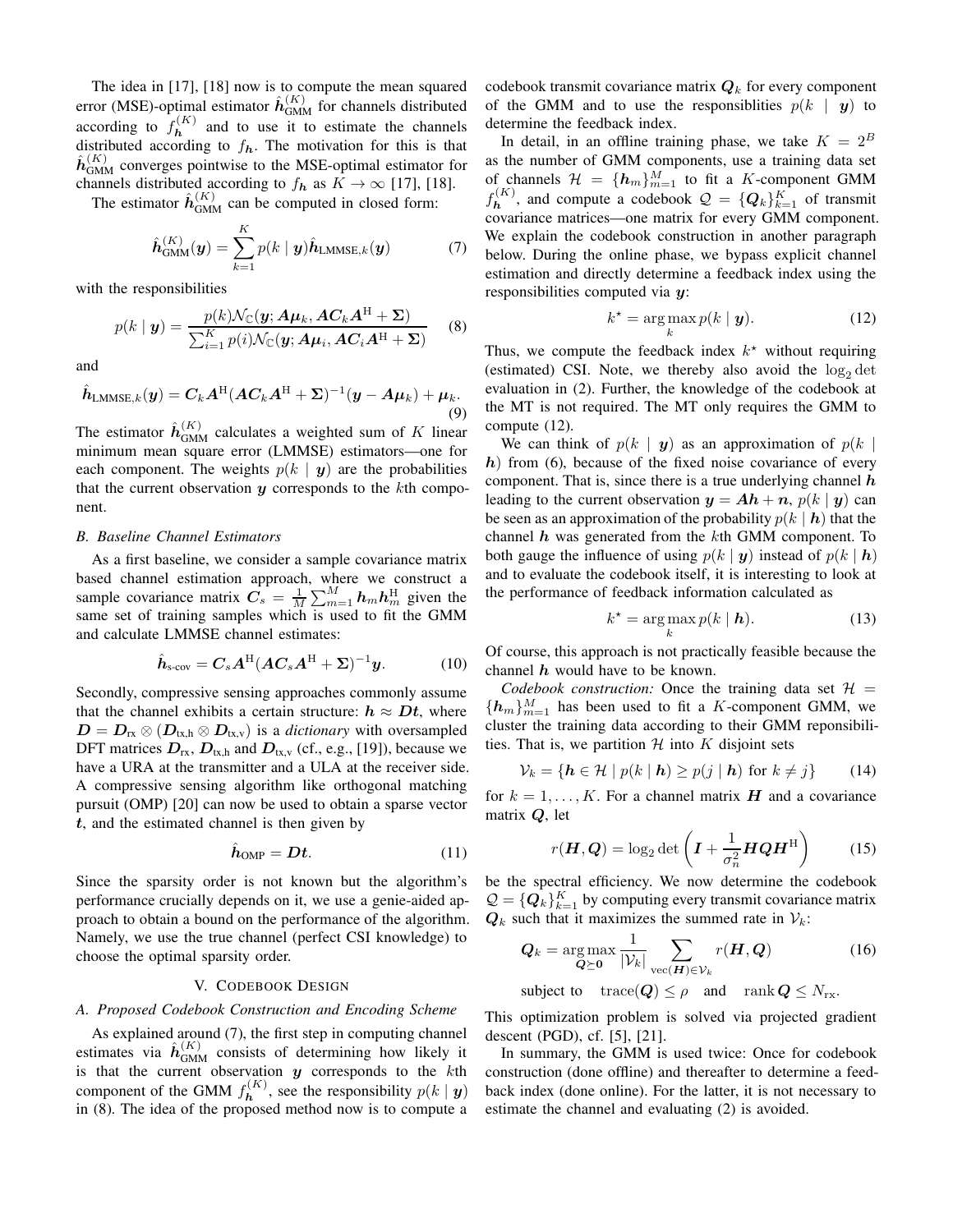The idea in [17], [18] now is to compute the mean squared error (MSE)-optimal estimator $\hat{\boldsymbol{h}}_{\text{GMM}}^{(K)}$ for channels distributed according to $f_{\boldsymbol{h}}^{(K)}$ and to use it to estimate the channels distributed according to $f_{\boldsymbol{h}}$. The motivation for this is that $\hat{\boldsymbol{h}}_{\text{GMM}}^{(K)}$ converges pointwise to the MSE-optimal estimator for channels distributed according to $f_{\boldsymbol{h}}$ as $K \to \infty$ [17], [18].

The estimator $\hat{\boldsymbol{h}}_{\text{GMM}}^{(K)}$ can be computed in closed form:

$$\hat{\boldsymbol{h}}_{\text{GMM}}^{(K)}(\boldsymbol{y}) = \sum_{k=1}^{K} p(k \mid \boldsymbol{y}) \hat{\boldsymbol{h}}_{\text{LMMSE},k}(\boldsymbol{y}) \tag{7}$$

with the responsibilities

$$p(k \mid \boldsymbol{y}) = \frac{p(k)\mathcal{N}_{\mathbb{C}}(\boldsymbol{y}; \boldsymbol{A}\boldsymbol{\mu}_k, \boldsymbol{A}\boldsymbol{C}_k\boldsymbol{A}^{\text{H}} + \boldsymbol{\Sigma})}{\sum_{i=1}^{K} p(i)\mathcal{N}_{\mathbb{C}}(\boldsymbol{y}; \boldsymbol{A}\boldsymbol{\mu}_i, \boldsymbol{A}\boldsymbol{C}_i\boldsymbol{A}^{\text{H}} + \boldsymbol{\Sigma})} \tag{8}$$

and

$$\hat{\boldsymbol{h}}_{\text{LMMSE},k}(\boldsymbol{y}) = \boldsymbol{C}_k\boldsymbol{A}^{\text{H}}(\boldsymbol{A}\boldsymbol{C}_k\boldsymbol{A}^{\text{H}} + \boldsymbol{\Sigma})^{-1}(\boldsymbol{y} - \boldsymbol{A}\boldsymbol{\mu}_k) + \boldsymbol{\mu}_k. \tag{9}$$

The estimator $\hat{\boldsymbol{h}}_{\text{GMM}}^{(K)}$ calculates a weighted sum of $K$ linear minimum mean square error (LMMSE) estimators—one for each component. The weights $p(k \mid \boldsymbol{y})$ are the probabilities that the current observation $\boldsymbol{y}$ corresponds to the $k$th component.

### *B. Baseline Channel Estimators*

As a first baseline, we consider a sample covariance matrix based channel estimation approach, where we construct a sample covariance matrix $\boldsymbol{C}_s = \frac{1}{M}\sum_{m=1}^{M} \boldsymbol{h}_m\boldsymbol{h}_m^{\text{H}}$ given the same set of training samples which is used to fit the GMM and calculate LMMSE channel estimates:

$$\hat{\boldsymbol{h}}_{\text{s-cov}} = \boldsymbol{C}_s\boldsymbol{A}^{\text{H}}(\boldsymbol{A}\boldsymbol{C}_s\boldsymbol{A}^{\text{H}} + \boldsymbol{\Sigma})^{-1}\boldsymbol{y}. \tag{10}$$

Secondly, compressive sensing approaches commonly assume that the channel exhibits a certain structure: $\boldsymbol{h} \approx \boldsymbol{D}\boldsymbol{t}$, where $\boldsymbol{D} = \boldsymbol{D}_{\text{rx}} \otimes (\boldsymbol{D}_{\text{tx,h}} \otimes \boldsymbol{D}_{\text{tx,v}})$ is a *dictionary* with oversampled DFT matrices $\boldsymbol{D}_{\text{rx}}$, $\boldsymbol{D}_{\text{tx,h}}$ and $\boldsymbol{D}_{\text{tx,v}}$ (cf., e.g., [19]), because we have a URA at the transmitter and a ULA at the receiver side. A compressive sensing algorithm like orthogonal matching pursuit (OMP) [20] can now be used to obtain a sparse vector $\boldsymbol{t}$, and the estimated channel is then given by

$$\hat{\boldsymbol{h}}_{\text{OMP}} = \boldsymbol{D}\boldsymbol{t}. \tag{11}$$

Since the sparsity order is not known but the algorithm's performance crucially depends on it, we use a genie-aided approach to obtain a bound on the performance of the algorithm. Namely, we use the true channel (perfect CSI knowledge) to choose the optimal sparsity order.

## V. Codebook Design

### *A. Proposed Codebook Construction and Encoding Scheme*

As explained around (7), the first step in computing channel estimates via $\hat{\boldsymbol{h}}_{\text{GMM}}^{(K)}$ consists of determining how likely it is that the current observation $\boldsymbol{y}$ corresponds to the $k$th component of the GMM $f_{\boldsymbol{h}}^{(K)}$, see the responsibility $p(k \mid \boldsymbol{y})$ in (8). The idea of the proposed method now is to compute a codebook transmit covariance matrix $\boldsymbol{Q}_k$ for every component of the GMM and to use the responsiblities $p(k \mid \boldsymbol{y})$ to determine the feedback index.

In detail, in an offline training phase, we take $K = 2^B$ as the number of GMM components, use a training data set of channels $\mathcal{H} = \{\boldsymbol{h}_m\}_{m=1}^{M}$ to fit a $K$-component GMM $f_{\boldsymbol{h}}^{(K)}$, and compute a codebook $\mathcal{Q} = \{\boldsymbol{Q}_k\}_{k=1}^{K}$ of transmit covariance matrices—one matrix for every GMM component. We explain the codebook construction in another paragraph below. During the online phase, we bypass explicit channel estimation and directly determine a feedback index using the responsibilities computed via $\boldsymbol{y}$:

$$k^\star = \arg\max_k p(k \mid \boldsymbol{y}). \tag{12}$$

Thus, we compute the feedback index $k^\star$ without requiring (estimated) CSI. Note, we thereby also avoid the $\log_2 \det$ evaluation in (2). Further, the knowledge of the codebook at the MT is not required. The MT only requires the GMM to compute (12).

We can think of $p(k \mid \boldsymbol{y})$ as an approximation of $p(k \mid \boldsymbol{h})$ from (6), because of the fixed noise covariance of every component. That is, since there is a true underlying channel $\boldsymbol{h}$ leading to the current observation $\boldsymbol{y} = \boldsymbol{A}\boldsymbol{h} + \boldsymbol{n}$, $p(k \mid \boldsymbol{y})$ can be seen as an approximation of the probability $p(k \mid \boldsymbol{h})$ that the channel $\boldsymbol{h}$ was generated from the $k$th GMM component. To both gauge the influence of using $p(k \mid \boldsymbol{y})$ instead of $p(k \mid \boldsymbol{h})$ and to evaluate the codebook itself, it is interesting to look at the performance of feedback information calculated as

$$k^\star = \arg\max_k p(k \mid \boldsymbol{h}). \tag{13}$$

Of course, this approach is not practically feasible because the channel $\boldsymbol{h}$ would have to be known.

*Codebook construction:* Once the training data set $\mathcal{H} = \{\boldsymbol{h}_m\}_{m=1}^{M}$ has been used to fit a $K$-component GMM, we cluster the training data according to their GMM reponsibilities. That is, we partition $\mathcal{H}$ into $K$ disjoint sets

$$\mathcal{V}_k = \{\boldsymbol{h} \in \mathcal{H} \mid p(k \mid \boldsymbol{h}) \geq p(j \mid \boldsymbol{h}) \text{ for } k \neq j\} \tag{14}$$

for $k = 1, \ldots, K$. For a channel matrix $\boldsymbol{H}$ and a covariance matrix $\boldsymbol{Q}$, let

$$r(\boldsymbol{H}, \boldsymbol{Q}) = \log_2 \det\left(\boldsymbol{I} + \frac{1}{\sigma_n^2}\boldsymbol{H}\boldsymbol{Q}\boldsymbol{H}^{\text{H}}\right) \tag{15}$$

be the spectral efficiency. We now determine the codebook $\mathcal{Q} = \{\boldsymbol{Q}_k\}_{k=1}^{K}$ by computing every transmit covariance matrix $\boldsymbol{Q}_k$ such that it maximizes the summed rate in $\mathcal{V}_k$:

$$\boldsymbol{Q}_k = \arg\max_{\boldsymbol{Q} \succeq \boldsymbol{0}} \frac{1}{|\mathcal{V}_k|} \sum_{\text{vec}(\boldsymbol{H}) \in \mathcal{V}_k} r(\boldsymbol{H}, \boldsymbol{Q}) \tag{16}$$

$$\text{subject to} \quad \text{trace}(\boldsymbol{Q}) \leq \rho \quad \text{and} \quad \text{rank}\,\boldsymbol{Q} \leq N_{\text{rx}}.$$

This optimization problem is solved via projected gradient descent (PGD), cf. [5], [21].

In summary, the GMM is used twice: Once for codebook construction (done offline) and thereafter to determine a feedback index (done online). For the latter, it is not necessary to estimate the channel and evaluating (2) is avoided.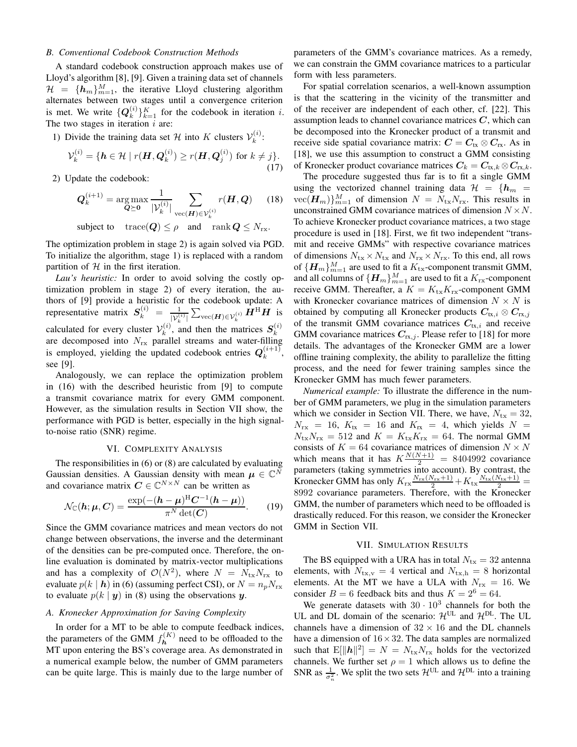### B. Conventional Codebook Construction Methods

A standard codebook construction approach makes use of Lloyd's algorithm [8], [9]. Given a training data set of channels $\mathcal{H} = \{\boldsymbol{h}_m\}_{m=1}^M$, the iterative Lloyd clustering algorithm alternates between two stages until a convergence criterion is met. We write $\{\boldsymbol{Q}_k^{(i)}\}_{k=1}^K$ for the codebook in iteration $i$. The two stages in iteration $i$ are:

1) Divide the training data set $\mathcal{H}$ into $K$ clusters $\mathcal{V}_k^{(i)}$:

$$\mathcal{V}_k^{(i)} = \{\boldsymbol{h} \in \mathcal{H} \mid r(\boldsymbol{H}, \boldsymbol{Q}_k^{(i)}) \geq r(\boldsymbol{H}, \boldsymbol{Q}_j^{(i)}) \text{ for } k \neq j\}. \tag{17}$$

2) Update the codebook:

$$\boldsymbol{Q}_k^{(i+1)} = \operatorname*{arg\,max}_{\boldsymbol{Q} \succeq \boldsymbol{0}} \frac{1}{|\mathcal{V}_k^{(i)}|} \sum_{\operatorname{vec}(\boldsymbol{H}) \in \mathcal{V}_k^{(i)}} r(\boldsymbol{H}, \boldsymbol{Q}) \tag{18}$$

$$\text{subject to} \quad \operatorname{trace}(\boldsymbol{Q}) \leq \rho \quad \text{and} \quad \operatorname{rank} \boldsymbol{Q} \leq N_{\text{rx}}.$$

The optimization problem in stage 2) is again solved via PGD. To initialize the algorithm, stage 1) is replaced with a random partition of $\mathcal{H}$ in the first iteration.

*Lau's heuristic:* In order to avoid solving the costly optimization problem in stage 2) of every iteration, the authors of [9] provide a heuristic for the codebook update: A representative matrix $\boldsymbol{S}_k^{(i)} = \frac{1}{|\mathcal{V}_k^{(i)}|} \sum_{\operatorname{vec}(\boldsymbol{H}) \in \mathcal{V}_k^{(i)}} \boldsymbol{H}^{\mathrm{H}} \boldsymbol{H}$ is calculated for every cluster $\mathcal{V}_k^{(i)}$, and then the matrices $\boldsymbol{S}_k^{(i)}$ are decomposed into $N_{\text{rx}}$ parallel streams and water-filling is employed, yielding the updated codebook entries $\boldsymbol{Q}_k^{(i+1)}$, see [9].

Analogously, we can replace the optimization problem in (16) with the described heuristic from [9] to compute a transmit covariance matrix for every GMM component. However, as the simulation results in Section VII show, the performance with PGD is better, especially in the high signal-to-noise ratio (SNR) regime.

## VI. Complexity Analysis

The responsibilities in (6) or (8) are calculated by evaluating Gaussian densities. A Gaussian density with mean $\boldsymbol{\mu} \in \mathbb{C}^N$ and covariance matrix $\boldsymbol{C} \in \mathbb{C}^{N \times N}$ can be written as

$$\mathcal{N}_{\mathbb{C}}(\boldsymbol{h}; \boldsymbol{\mu}, \boldsymbol{C}) = \frac{\exp(-(\boldsymbol{h} - \boldsymbol{\mu})^{\mathrm{H}} \boldsymbol{C}^{-1} (\boldsymbol{h} - \boldsymbol{\mu}))}{\pi^N \det(\boldsymbol{C})}. \tag{19}$$

Since the GMM covariance matrices and mean vectors do not change between observations, the inverse and the determinant of the densities can be pre-computed once. Therefore, the online evaluation is dominated by matrix-vector multiplications and has a complexity of $\mathcal{O}(N^2)$, where $N = N_{\text{tx}} N_{\text{rx}}$ to evaluate $p(k \mid \boldsymbol{h})$ in (6) (assuming perfect CSI), or $N = n_p N_{\text{rx}}$ to evaluate $p(k \mid \boldsymbol{y})$ in (8) using the observations $\boldsymbol{y}$.

### A. Kronecker Approximation for Saving Complexity

In order for a MT to be able to compute feedback indices, the parameters of the GMM $f_{\boldsymbol{h}}^{(K)}$ need to be offloaded to the MT upon entering the BS's coverage area. As demonstrated in a numerical example below, the number of GMM parameters can be quite large. This is mainly due to the large number of parameters of the GMM's covariance matrices. As a remedy, we can constrain the GMM covariance matrices to a particular form with less parameters.

For spatial correlation scenarios, a well-known assumption is that the scattering in the vicinity of the transmitter and of the receiver are independent of each other, cf. [22]. This assumption leads to channel covariance matrices $\boldsymbol{C}$, which can be decomposed into the Kronecker product of a transmit and receive side spatial covariance matrix: $\boldsymbol{C} = \boldsymbol{C}_{\text{tx}} \otimes \boldsymbol{C}_{\text{rx}}$. As in [18], we use this assumption to construct a GMM consisting of Kronecker product covariance matrices $\boldsymbol{C}_k = \boldsymbol{C}_{\text{tx},k} \otimes \boldsymbol{C}_{\text{rx},k}$.

The procedure suggested thus far is to fit a single GMM using the vectorized channel training data $\mathcal{H} = \{\boldsymbol{h}_m = \operatorname{vec}(\boldsymbol{H}_m)\}_{m=1}^M$ of dimension $N = N_{\text{tx}} N_{\text{rx}}$. This results in unconstrained GMM covariance matrices of dimension $N \times N$. To achieve Kronecker product covariance matrices, a two stage procedure is used in [18]. First, we fit two independent "transmit and receive GMMs" with respective covariance matrices of dimensions $N_{\text{tx}} \times N_{\text{tx}}$ and $N_{\text{rx}} \times N_{\text{rx}}$. To this end, all rows of $\{\boldsymbol{H}_m\}_{m=1}^M$ are used to fit a $K_{\text{tx}}$-component transmit GMM, and all columns of $\{\boldsymbol{H}_m\}_{m=1}^M$ are used to fit a $K_{\text{rx}}$-component receive GMM. Thereafter, a $K = K_{\text{tx}} K_{\text{rx}}$-component GMM with Kronecker covariance matrices of dimension $N \times N$ is obtained by computing all Kronecker products $\boldsymbol{C}_{\text{tx},i} \otimes \boldsymbol{C}_{\text{rx},j}$ of the transmit GMM covariance matrices $\boldsymbol{C}_{\text{tx},i}$ and receive GMM covariance matrices $\boldsymbol{C}_{\text{rx},j}$. Please refer to [18] for more details. The advantages of the Kronecker GMM are a lower offline training complexity, the ability to parallelize the fitting process, and the need for fewer training samples since the Kronecker GMM has much fewer parameters.

*Numerical example:* To illustrate the difference in the number of GMM parameters, we plug in the simulation parameters which we consider in Section VII. There, we have, $N_{\text{tx}} = 32$, $N_{\text{rx}} = 16$, $K_{\text{tx}} = 16$ and $K_{\text{rx}} = 4$, which yields $N = N_{\text{tx}} N_{\text{rx}} = 512$ and $K = K_{\text{tx}} K_{\text{rx}} = 64$. The normal GMM consists of $K = 64$ covariance matrices of dimension $N \times N$ which means that it has $K \frac{N(N+1)}{2} = 8404992$ covariance parameters (taking symmetries into account). By contrast, the Kronecker GMM has only $K_{\text{rx}} \frac{N_{\text{rx}}(N_{\text{rx}}+1)}{2} + K_{\text{tx}} \frac{N_{\text{tx}}(N_{\text{tx}}+1)}{2} = 8992$ covariance parameters. Therefore, with the Kronecker GMM, the number of parameters which need to be offloaded is drastically reduced. For this reason, we consider the Kronecker GMM in Section VII.

## VII. Simulation Results

The BS equipped with a URA has in total $N_{\text{tx}} = 32$ antenna elements, with $N_{\text{tx,v}} = 4$ vertical and $N_{\text{tx,h}} = 8$ horizontal elements. At the MT we have a ULA with $N_{\text{rx}} = 16$. We consider $B = 6$ feedback bits and thus $K = 2^6 = 64$.

We generate datasets with $30 \cdot 10^3$ channels for both the UL and DL domain of the scenario: $\mathcal{H}^{\text{UL}}$ and $\mathcal{H}^{\text{DL}}$. The UL channels have a dimension of $32 \times 16$ and the DL channels have a dimension of $16 \times 32$. The data samples are normalized such that $\mathrm{E}[\|\boldsymbol{h}\|^2] = N = N_{\text{tx}} N_{\text{rx}}$ holds for the vectorized channels. We further set $\rho = 1$ which allows us to define the SNR as $\frac{1}{\sigma_n^2}$. We split the two sets $\mathcal{H}^{\text{UL}}$ and $\mathcal{H}^{\text{DL}}$ into a training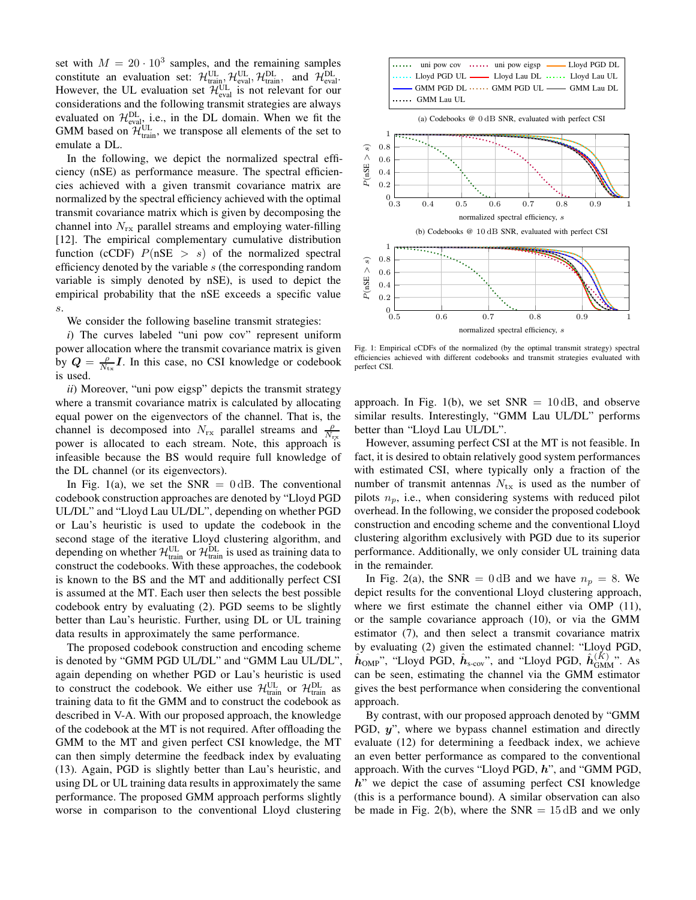set with $M = 20 \cdot 10^3$ samples, and the remaining samples constitute an evaluation set: $\mathcal{H}_{\text{train}}^{\text{UL}}, \mathcal{H}_{\text{eval}}^{\text{UL}}, \mathcal{H}_{\text{train}}^{\text{DL}}$, and $\mathcal{H}_{\text{eval}}^{\text{DL}}$. However, the UL evaluation set $\mathcal{H}_{\text{eval}}^{\text{UL}}$ is not relevant for our considerations and the following transmit strategies are always evaluated on $\mathcal{H}_{\text{eval}}^{\text{DL}}$, i.e., in the DL domain. When we fit the GMM based on $\mathcal{H}_{\text{train}}^{\text{UL}}$, we transpose all elements of the set to emulate a DL.

In the following, we depict the normalized spectral efficiency (nSE) as performance measure. The spectral efficiencies achieved with a given transmit covariance matrix are normalized by the spectral efficiency achieved with the optimal transmit covariance matrix which is given by decomposing the channel into $N_{\text{rx}}$ parallel streams and employing water-filling [12]. The empirical complementary cumulative distribution function (cCDF) $P(\text{nSE} > s)$ of the normalized spectral efficiency denoted by the variable $s$ (the corresponding random variable is simply denoted by nSE), is used to depict the empirical probability that the nSE exceeds a specific value $s$.

We consider the following baseline transmit strategies:

*i*) The curves labeled "uni pow cov" represent uniform power allocation where the transmit covariance matrix is given by $\boldsymbol{Q} = \frac{\rho}{N_{\text{tx}}}\boldsymbol{I}$. In this case, no CSI knowledge or codebook is used.

*ii*) Moreover, "uni pow eigsp" depicts the transmit strategy where a transmit covariance matrix is calculated by allocating equal power on the eigenvectors of the channel. That is, the channel is decomposed into $N_{\text{rx}}$ parallel streams and $\frac{\rho}{N_{\text{rx}}}$ power is allocated to each stream. Note, this approach is infeasible because the BS would require full knowledge of the DL channel (or its eigenvectors).

In Fig. 1(a), we set the SNR $= 0\,\text{dB}$. The conventional codebook construction approaches are denoted by "Lloyd PGD UL/DL" and "Lloyd Lau UL/DL", depending on whether PGD or Lau's heuristic is used to update the codebook in the second stage of the iterative Lloyd clustering algorithm, and depending on whether $\mathcal{H}_{\text{train}}^{\text{UL}}$ or $\mathcal{H}_{\text{train}}^{\text{DL}}$ is used as training data to construct the codebooks. With these approaches, the codebook is known to the BS and the MT and additionally perfect CSI is assumed at the MT. Each user then selects the best possible codebook entry by evaluating (2). PGD seems to be slightly better than Lau's heuristic. Further, using DL or UL training data results in approximately the same performance.

The proposed codebook construction and encoding scheme is denoted by "GMM PGD UL/DL" and "GMM Lau UL/DL", again depending on whether PGD or Lau's heuristic is used to construct the codebook. We either use $\mathcal{H}_{\text{train}}^{\text{UL}}$ or $\mathcal{H}_{\text{train}}^{\text{DL}}$ as training data to fit the GMM and to construct the codebook as described in V-A. With our proposed approach, the knowledge of the codebook at the MT is not required. After offloading the GMM to the MT and given perfect CSI knowledge, the MT can then simply determine the feedback index by evaluating (13). Again, PGD is slightly better than Lau's heuristic, and using DL or UL training data results in approximately the same performance. The proposed GMM approach performs slightly worse in comparison to the conventional Lloyd clustering approach. In Fig. 1(b), we set SNR $= 10\,\text{dB}$, and observe similar results. Interestingly, "GMM Lau UL/DL" performs better than "Lloyd Lau UL/DL".

Fig. 1: Empirical cCDFs of the normalized (by the optimal transmit strategy) spectral efficiencies achieved with different codebooks and transmit strategies evaluated with perfect CSI. (a) Codebooks @ 0 dB SNR, evaluated with perfect CSI. (b) Codebooks @ 10 dB SNR, evaluated with perfect CSI.

However, assuming perfect CSI at the MT is not feasible. In fact, it is desired to obtain relatively good system performances with estimated CSI, where typically only a fraction of the number of transmit antennas $N_{\text{tx}}$ is used as the number of pilots $n_p$, i.e., when considering systems with reduced pilot overhead. In the following, we consider the proposed codebook construction and encoding scheme and the conventional Lloyd clustering algorithm exclusively with PGD due to its superior performance. Additionally, we only consider UL training data in the remainder.

In Fig. 2(a), the SNR $= 0\,\text{dB}$ and we have $n_p = 8$. We depict results for the conventional Lloyd clustering approach, where we first estimate the channel either via OMP (11), or the sample covariance approach (10), or via the GMM estimator (7), and then select a transmit covariance matrix by evaluating (2) given the estimated channel: "Lloyd PGD, $\hat{\boldsymbol{h}}_{\text{OMP}}$", "Lloyd PGD, $\hat{\boldsymbol{h}}_{\text{s-cov}}$", and "Lloyd PGD, $\hat{\boldsymbol{h}}_{\text{GMM}}^{(K)}$". As can be seen, estimating the channel via the GMM estimator gives the best performance when considering the conventional approach.

By contrast, with our proposed approach denoted by "GMM PGD, $\boldsymbol{y}$", where we bypass channel estimation and directly evaluate (12) for determining a feedback index, we achieve an even better performance as compared to the conventional approach. With the curves "Lloyd PGD, $\boldsymbol{h}$", and "GMM PGD, $\boldsymbol{h}$" we depict the case of assuming perfect CSI knowledge (this is a performance bound). A similar observation can also be made in Fig. 2(b), where the SNR $= 15\,\text{dB}$ and we only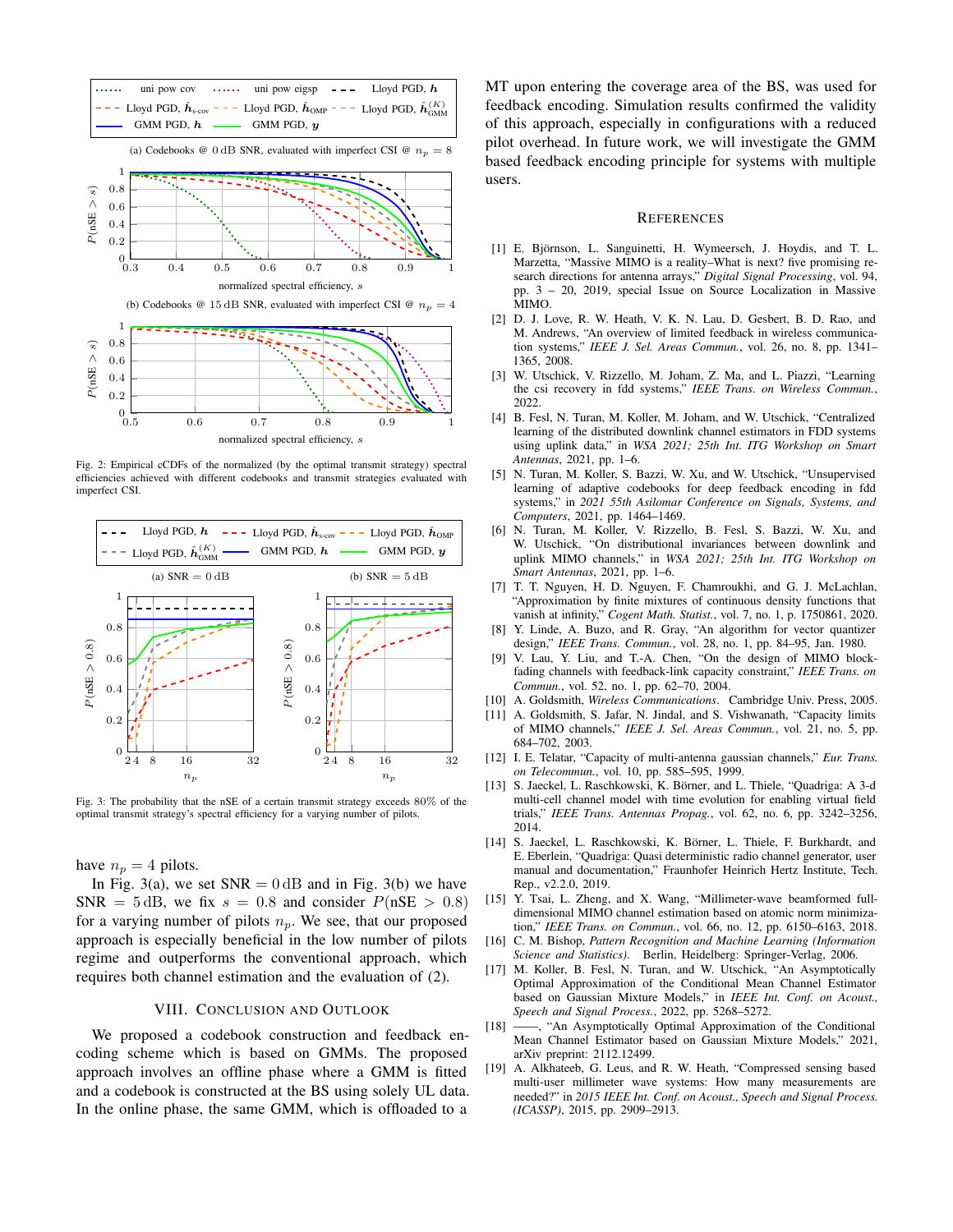Fig. 2: Empirical cCDFs of the normalized (by the optimal transmit strategy) spectral efficiencies achieved with different codebooks and transmit strategies evaluated with imperfect CSI.

Fig. 3: The probability that the nSE of a certain transmit strategy exceeds 80% of the optimal transmit strategy's spectral efficiency for a varying number of pilots.

have $n_p = 4$ pilots.

In Fig. 3(a), we set $\mathrm{SNR} = 0\,\mathrm{dB}$ and in Fig. 3(b) we have $\mathrm{SNR} = 5\,\mathrm{dB}$, we fix $s = 0.8$ and consider $P(\mathrm{nSE} > 0.8)$ for a varying number of pilots $n_p$. We see, that our proposed approach is especially beneficial in the low number of pilots regime and outperforms the conventional approach, which requires both channel estimation and the evaluation of (2).

## VIII. Conclusion and Outlook

We proposed a codebook construction and feedback encoding scheme which is based on GMMs. The proposed approach involves an offline phase where a GMM is fitted and a codebook is constructed at the BS using solely UL data. In the online phase, the same GMM, which is offloaded to a MT upon entering the coverage area of the BS, was used for feedback encoding. Simulation results confirmed the validity of this approach, especially in configurations with a reduced pilot overhead. In future work, we will investigate the GMM based feedback encoding principle for systems with multiple users.

## References

[1] E. Björnson, L. Sanguinetti, H. Wymeersch, J. Hoydis, and T. L. Marzetta, "Massive MIMO is a reality–What is next? five promising research directions for antenna arrays," *Digital Signal Processing*, vol. 94, pp. 3 – 20, 2019, special Issue on Source Localization in Massive MIMO.

[2] D. J. Love, R. W. Heath, V. K. N. Lau, D. Gesbert, B. D. Rao, and M. Andrews, "An overview of limited feedback in wireless communication systems," *IEEE J. Sel. Areas Commun.*, vol. 26, no. 8, pp. 1341–1365, 2008.

[3] W. Utschick, V. Rizzello, M. Joham, Z. Ma, and L. Piazzi, "Learning the csi recovery in fdd systems," *IEEE Trans. on Wireless Commun.*, 2022.

[4] B. Fesl, N. Turan, M. Koller, M. Joham, and W. Utschick, "Centralized learning of the distributed downlink channel estimators in FDD systems using uplink data," in *WSA 2021; 25th Int. ITG Workshop on Smart Antennas*, 2021, pp. 1–6.

[5] N. Turan, M. Koller, S. Bazzi, W. Xu, and W. Utschick, "Unsupervised learning of adaptive codebooks for deep feedback encoding in fdd systems," in *2021 55th Asilomar Conference on Signals, Systems, and Computers*, 2021, pp. 1464–1469.

[6] N. Turan, M. Koller, V. Rizzello, B. Fesl, S. Bazzi, W. Xu, and W. Utschick, "On distributional invariances between downlink and uplink MIMO channels," in *WSA 2021; 25th Int. ITG Workshop on Smart Antennas*, 2021, pp. 1–6.

[7] T. T. Nguyen, H. D. Nguyen, F. Chamroukhi, and G. J. McLachlan, "Approximation by finite mixtures of continuous density functions that vanish at infinity," *Cogent Math. Statist.*, vol. 7, no. 1, p. 1750861, 2020.

[8] Y. Linde, A. Buzo, and R. Gray, "An algorithm for vector quantizer design," *IEEE Trans. Commun.*, vol. 28, no. 1, pp. 84–95, Jan. 1980.

[9] V. Lau, Y. Liu, and T.-A. Chen, "On the design of MIMO block-fading channels with feedback-link capacity constraint," *IEEE Trans. on Commun.*, vol. 52, no. 1, pp. 62–70, 2004.

[10] A. Goldsmith, *Wireless Communications*. Cambridge Univ. Press, 2005.

[11] A. Goldsmith, S. Jafar, N. Jindal, and S. Vishwanath, "Capacity limits of MIMO channels," *IEEE J. Sel. Areas Commun.*, vol. 21, no. 5, pp. 684–702, 2003.

[12] I. E. Telatar, "Capacity of multi-antenna gaussian channels," *Eur. Trans. on Telecommun.*, vol. 10, pp. 585–595, 1999.

[13] S. Jaeckel, L. Raschkowski, K. Börner, and L. Thiele, "Quadriga: A 3-d multi-cell channel model with time evolution for enabling virtual field trials," *IEEE Trans. Antennas Propag.*, vol. 62, no. 6, pp. 3242–3256, 2014.

[14] S. Jaeckel, L. Raschkowski, K. Börner, L. Thiele, F. Burkhardt, and E. Eberlein, "Quadriga: Quasi deterministic radio channel generator, user manual and documentation," Fraunhofer Heinrich Hertz Institute, Tech. Rep., v2.2.0, 2019.

[15] Y. Tsai, L. Zheng, and X. Wang, "Millimeter-wave beamformed full-dimensional MIMO channel estimation based on atomic norm minimization," *IEEE Trans. on Commun.*, vol. 66, no. 12, pp. 6150–6163, 2018.

[16] C. M. Bishop, *Pattern Recognition and Machine Learning (Information Science and Statistics)*. Berlin, Heidelberg: Springer-Verlag, 2006.

[17] M. Koller, B. Fesl, N. Turan, and W. Utschick, "An Asymptotically Optimal Approximation of the Conditional Mean Channel Estimator based on Gaussian Mixture Models," in *IEEE Int. Conf. on Acoust., Speech and Signal Process.*, 2022, pp. 5268–5272.

[18] ——, "An Asymptotically Optimal Approximation of the Conditional Mean Channel Estimator based on Gaussian Mixture Models," 2021, arXiv preprint: 2112.12499.

[19] A. Alkhateeb, G. Leus, and R. W. Heath, "Compressed sensing based multi-user millimeter wave systems: How many measurements are needed?" in *2015 IEEE Int. Conf. on Acoust., Speech and Signal Process. (ICASSP)*, 2015, pp. 2909–2913.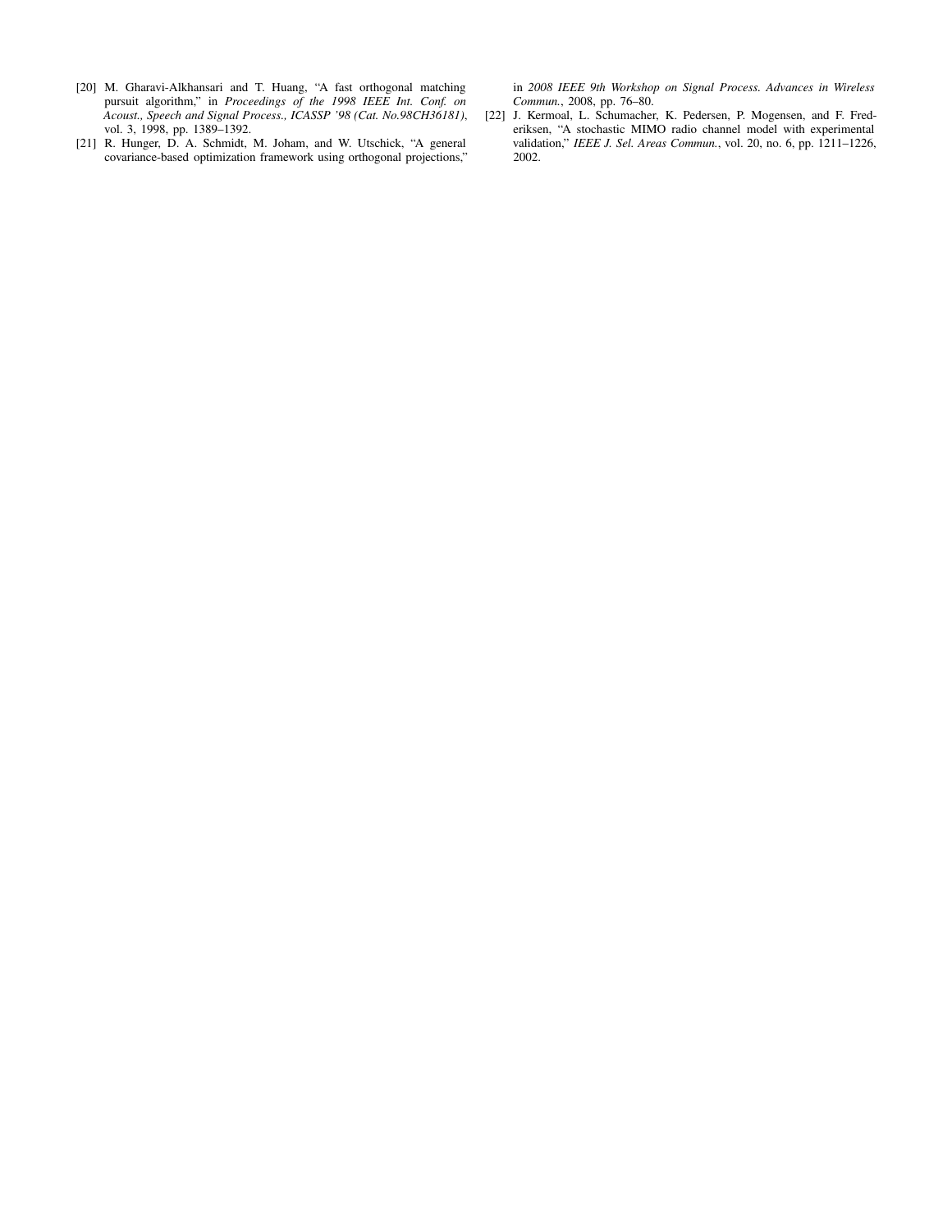[20] M. Gharavi-Alkhansari and T. Huang, "A fast orthogonal matching pursuit algorithm," in *Proceedings of the 1998 IEEE Int. Conf. on Acoust., Speech and Signal Process., ICASSP '98 (Cat. No.98CH36181)*, vol. 3, 1998, pp. 1389–1392.

[21] R. Hunger, D. A. Schmidt, M. Joham, and W. Utschick, "A general covariance-based optimization framework using orthogonal projections," in *2008 IEEE 9th Workshop on Signal Process. Advances in Wireless Commun.*, 2008, pp. 76–80.

[22] J. Kermoal, L. Schumacher, K. Pedersen, P. Mogensen, and F. Frederiksen, "A stochastic MIMO radio channel model with experimental validation," *IEEE J. Sel. Areas Commun.*, vol. 20, no. 6, pp. 1211–1226, 2002.